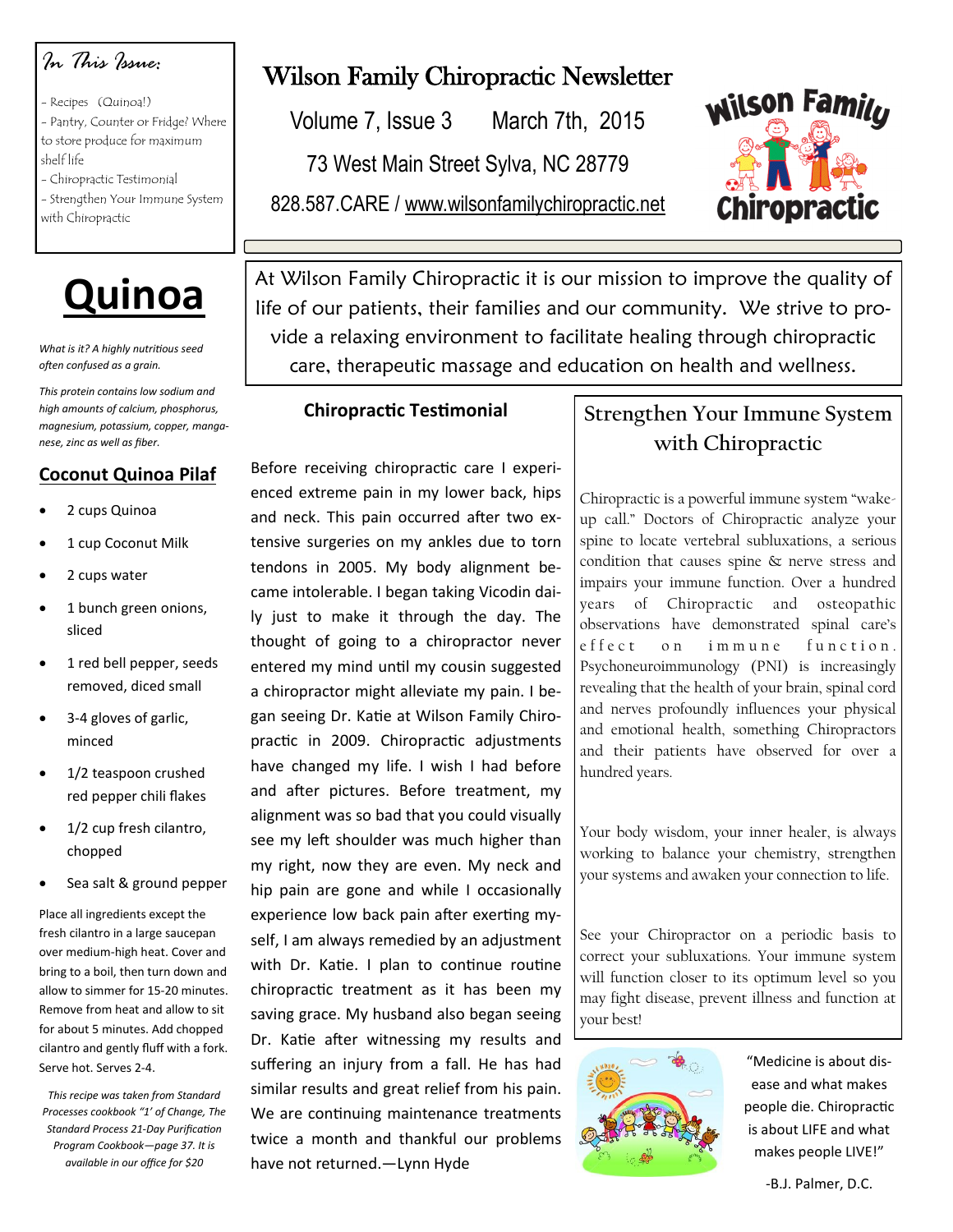*In This Issue:*

- Recipes (Quinoa!)
- Pantry, Counter or Fridge? Where to store produce for maximum shelf life
- Chiropractic Testimonial
- Strengthen Your Immune System with Chiropractic

# Wilson Family Chiropractic Newsletter

Volume 7, Issue 3 March 7th, 2015

73 West Main Street Sylva, NC 28779

828.587.CARE / www.wilsonfamilychiropractic.net

At Wilson Family Chiropractic it is our mission to improve the quality of life of our patients, their families and our community. We strive to provide a relaxing environment to facilitate healing through chiropractic care, therapeutic massage and education on health and wellness.

# Quinoa

*What is it? A highly nutritious seed often confused as a grain.*

*This protein contains low sodium and high amounts of calcium, phosphorus, magnesium, potassium, copper, manganese, zinc as well as fiber.*

## Coconut Quinoa Pilaf

- 2 cups Quinoa
- 1 cup Coconut Milk
- 2 cups water
- 1 bunch green onions, sliced
- 1 red bell pepper, seeds removed, diced small
- 3-4 gloves of garlic, minced
- 1/2 teaspoon crushed red pepper chili flakes
- 1/2 cup fresh cilantro, chopped
- Sea salt & ground pepper

Place all ingredients except the fresh cilantro in a large saucepan over medium-high heat. Cover and bring to a boil, then turn down and allow to simmer for 15-20 minutes. Remove from heat and allow to sit for about 5 minutes. Add chopped cilantro and gently fluff with a fork. Serve hot. Serves 2-4.

*This recipe was taken from Standard Processes cookbook "1' of Change, The Standard Process 21-Day Purification Program Cookbook—page 37. It is available in our office for $20*

## Chiropractic Testimonial

Before receiving chiropractic care I experienced extreme pain in my lower back, hips and neck. This pain occurred after two extensive surgeries on my ankles due to torn tendons in 2005. My body alignment became intolerable. I began taking Vicodin daily just to make it through the day. The thought of going to a chiropractor never entered my mind until my cousin suggested a chiropractor might alleviate my pain. I began seeing Dr. Katie at Wilson Family Chiropractic in 2009. Chiropractic adjustments have changed my life. I wish I had before and after pictures. Before treatment, my alignment was so bad that you could visually see my left shoulder was much higher than my right, now they are even. My neck and hip pain are gone and while I occasionally experience low back pain after exerting myself, I am always remedied by an adjustment with Dr. Katie. I plan to continue routine chiropractic treatment as it has been my saving grace. My husband also began seeing Dr. Katie after witnessing my results and suffering an injury from a fall. He has had similar results and great relief from his pain. We are continuing maintenance treatments twice a month and thankful our problems have not returned.—Lynn Hyde

## Strengthen Your Immune System with Chiropractic

Chiropractic is a powerful immune system "wake-up call." Doctors of Chiropractic analyze your spine to locate vertebral subluxations, a serious condition that causes spine & nerve stress and impairs your immune function. Over a hundred years of Chiropractic and osteopathic observations have demonstrated spinal care's effect on immune function. Psychoneuroimmunology (PNI) is increasingly revealing that the health of your brain, spinal cord and nerves profoundly influences your physical and emotional health, something Chiropractors and their patients have observed for over a hundred years.

Your body wisdom, your inner healer, is always working to balance your chemistry, strengthen your systems and awaken your connection to life.

See your Chiropractor on a periodic basis to correct your subluxations. Your immune system will function closer to its optimum level so you may fight disease, prevent illness and function at your best!

"Medicine is about disease and what makes people die. Chiropractic is about LIFE and what makes people LIVE!"

-B.J. Palmer, D.C.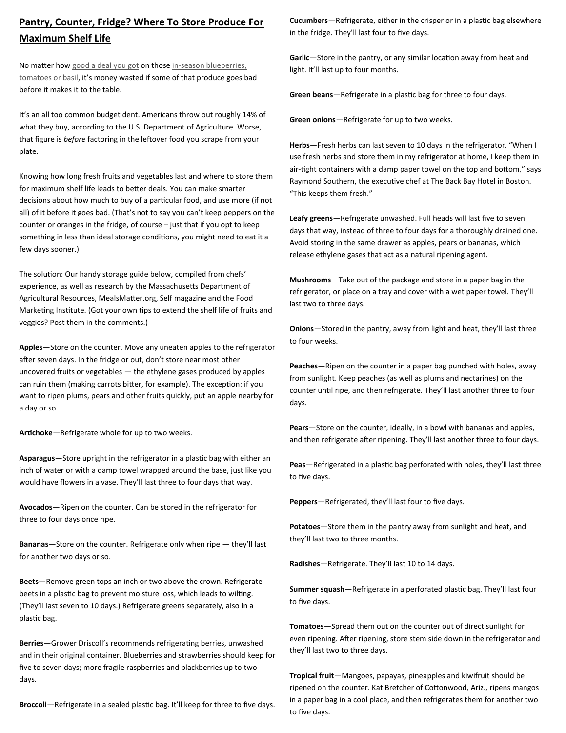## Pantry, Counter, Fridge? Where To Store Produce For Maximum Shelf Life

No matter how good a deal you got on those in-season blueberries, tomatoes or basil, it's money wasted if some of that produce goes bad before it makes it to the table.

It's an all too common budget dent. Americans throw out roughly 14% of what they buy, according to the U.S. Department of Agriculture. Worse, that figure is *before* factoring in the leftover food you scrape from your plate.

Knowing how long fresh fruits and vegetables last and where to store them for maximum shelf life leads to better deals. You can make smarter decisions about how much to buy of a particular food, and use more (if not all) of it before it goes bad. (That's not to say you can't keep peppers on the counter or oranges in the fridge, of course – just that if you opt to keep something in less than ideal storage conditions, you might need to eat it a few days sooner.)

The solution: Our handy storage guide below, compiled from chefs' experience, as well as research by the Massachusetts Department of Agricultural Resources, MealsMatter.org, Self magazine and the Food Marketing Institute. (Got your own tips to extend the shelf life of fruits and veggies? Post them in the comments.)

**Apples**—Store on the counter. Move any uneaten apples to the refrigerator after seven days. In the fridge or out, don't store near most other uncovered fruits or vegetables — the ethylene gases produced by apples can ruin them (making carrots bitter, for example). The exception: if you want to ripen plums, pears and other fruits quickly, put an apple nearby for a day or so.

**Artichoke**—Refrigerate whole for up to two weeks.

**Asparagus**—Store upright in the refrigerator in a plastic bag with either an inch of water or with a damp towel wrapped around the base, just like you would have flowers in a vase. They'll last three to four days that way.

**Avocados**—Ripen on the counter. Can be stored in the refrigerator for three to four days once ripe.

**Bananas**—Store on the counter. Refrigerate only when ripe — they'll last for another two days or so.

**Beets**—Remove green tops an inch or two above the crown. Refrigerate beets in a plastic bag to prevent moisture loss, which leads to wilting. (They'll last seven to 10 days.) Refrigerate greens separately, also in a plastic bag.

**Berries**—Grower Driscoll's recommends refrigerating berries, unwashed and in their original container. Blueberries and strawberries should keep for five to seven days; more fragile raspberries and blackberries up to two days.

**Broccoli**—Refrigerate in a sealed plastic bag. It'll keep for three to five days.

**Cucumbers**—Refrigerate, either in the crisper or in a plastic bag elsewhere in the fridge. They'll last four to five days.

**Garlic**—Store in the pantry, or any similar location away from heat and light. It'll last up to four months.

**Green beans**—Refrigerate in a plastic bag for three to four days.

**Green onions**—Refrigerate for up to two weeks.

**Herbs**—Fresh herbs can last seven to 10 days in the refrigerator. "When I use fresh herbs and store them in my refrigerator at home, I keep them in air-tight containers with a damp paper towel on the top and bottom," says Raymond Southern, the executive chef at The Back Bay Hotel in Boston. "This keeps them fresh."

**Leafy greens**—Refrigerate unwashed. Full heads will last five to seven days that way, instead of three to four days for a thoroughly drained one. Avoid storing in the same drawer as apples, pears or bananas, which release ethylene gases that act as a natural ripening agent.

**Mushrooms**—Take out of the package and store in a paper bag in the refrigerator, or place on a tray and cover with a wet paper towel. They'll last two to three days.

**Onions**—Stored in the pantry, away from light and heat, they'll last three to four weeks.

**Peaches**—Ripen on the counter in a paper bag punched with holes, away from sunlight. Keep peaches (as well as plums and nectarines) on the counter until ripe, and then refrigerate. They'll last another three to four days.

**Pears**—Store on the counter, ideally, in a bowl with bananas and apples, and then refrigerate after ripening. They'll last another three to four days.

**Peas**—Refrigerated in a plastic bag perforated with holes, they'll last three to five days.

**Peppers**—Refrigerated, they'll last four to five days.

**Potatoes**—Store them in the pantry away from sunlight and heat, and they'll last two to three months.

**Radishes**—Refrigerate. They'll last 10 to 14 days.

**Summer squash**—Refrigerate in a perforated plastic bag. They'll last four to five days.

**Tomatoes**—Spread them out on the counter out of direct sunlight for even ripening. After ripening, store stem side down in the refrigerator and they'll last two to three days.

**Tropical fruit**—Mangoes, papayas, pineapples and kiwifruit should be ripened on the counter. Kat Bretcher of Cottonwood, Ariz., ripens mangos in a paper bag in a cool place, and then refrigerates them for another two to five days.